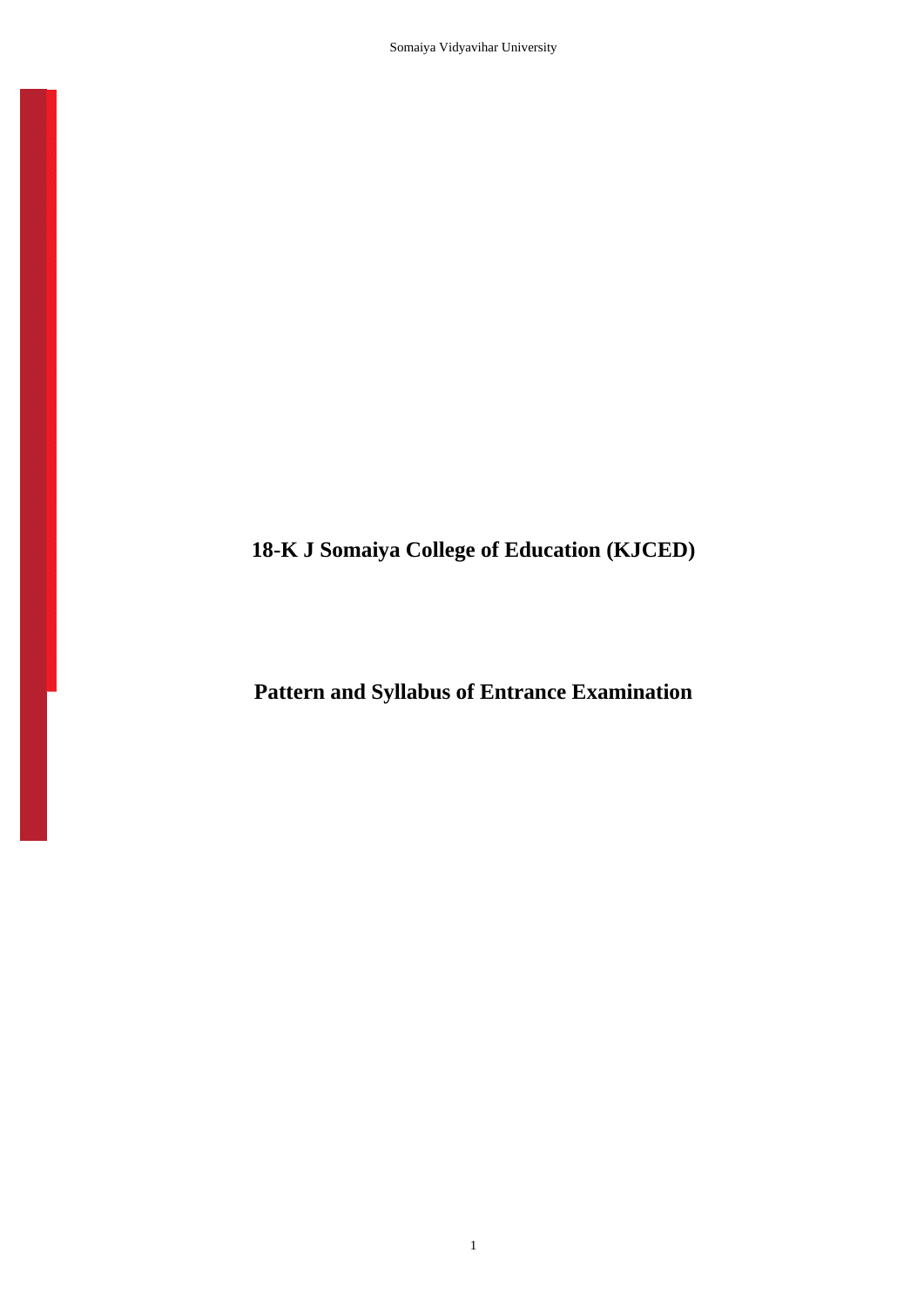# 18-K J Somaiya College of Education (KJCED)

## Pattern and Syllabus of Entrance Examination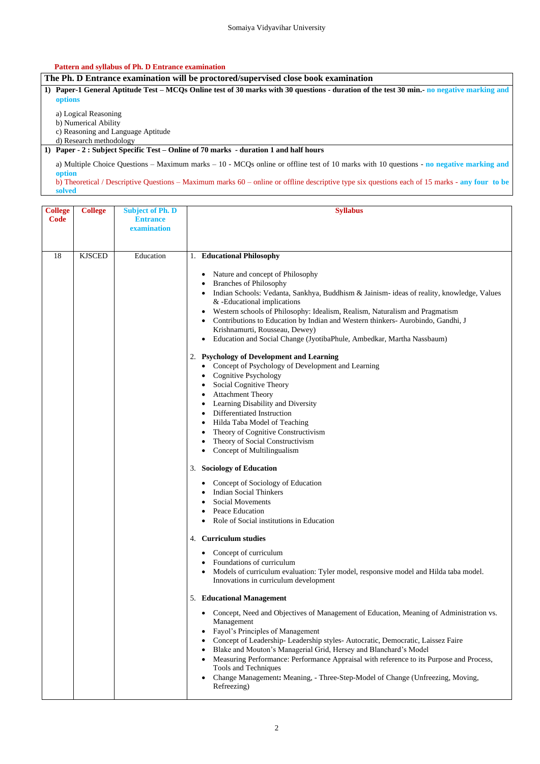**Pattern and syllabus of Ph. D Entrance examination**

| The Ph. D Entrance examination will be proctored/supervised close book examination |
|---|
| 1) **Paper-1 General Aptitude Test – MCQs Online test of 30 marks with 30 questions - duration of the test 30 min.- no negative marking and options**<br><br>a) Logical Reasoning<br>b) Numerical Ability<br>c) Reasoning and Language Aptitude<br>d) Research methodology |
| 1) **Paper - 2 : Subject Specific Test – Online of 70 marks - duration 1 and half hours**<br><br>a) Multiple Choice Questions – Maximum marks – 10 - MCQs online or offline test of 10 marks with 10 questions - **no negative marking and option**<br>b) Theoretical / Descriptive Questions – Maximum marks 60 – online or offline descriptive type six questions each of 15 marks - **any four to be solved** |

| College Code | College | Subject of Ph. D Entrance examination | Syllabus |
|---|---|---|---|
| 18 | KJSCED | Education | 1. **Educational Philosophy**<br>• Nature and concept of Philosophy<br>• Branches of Philosophy<br>• Indian Schools: Vedanta, Sankhya, Buddhism & Jainism- ideas of reality, knowledge, Values & -Educational implications<br>• Western schools of Philosophy: Idealism, Realism, Naturalism and Pragmatism<br>• Contributions to Education by Indian and Western thinkers- Aurobindo, Gandhi, J Krishnamurti, Rousseau, Dewey)<br>• Education and Social Change (JyotibaPhule, Ambedkar, Martha Nassbaum)<br><br>2. **Psychology of Development and Learning**<br>• Concept of Psychology of Development and Learning<br>• Cognitive Psychology<br>• Social Cognitive Theory<br>• Attachment Theory<br>• Learning Disability and Diversity<br>• Differentiated Instruction<br>• Hilda Taba Model of Teaching<br>• Theory of Cognitive Constructivism<br>• Theory of Social Constructivism<br>• Concept of Multilingualism<br><br>3. **Sociology of Education**<br>• Concept of Sociology of Education<br>• Indian Social Thinkers<br>• Social Movements<br>• Peace Education<br>• Role of Social institutions in Education<br><br>4. **Curriculum studies**<br>• Concept of curriculum<br>• Foundations of curriculum<br>• Models of curriculum evaluation: Tyler model, responsive model and Hilda taba model. Innovations in curriculum development<br><br>5. **Educational Management**<br>• Concept, Need and Objectives of Management of Education, Meaning of Administration vs. Management<br>• Fayol's Principles of Management<br>• Concept of Leadership- Leadership styles- Autocratic, Democratic, Laissez Faire<br>• Blake and Mouton's Managerial Grid, Hersey and Blanchard's Model<br>• Measuring Performance: Performance Appraisal with reference to its Purpose and Process, Tools and Techniques<br>• Change Management**:** Meaning, - Three-Step-Model of Change (Unfreezing, Moving, Refreezing) |